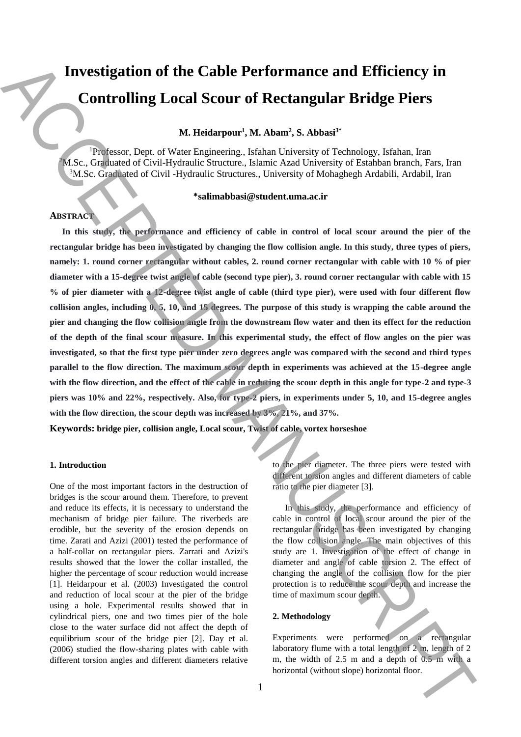# Investigation of the Cable Performance and Efficiency in Controlling Local Scour of Rectangular Bridge Piers

**M. Heidarpour[1], M. Abam[2], S. Abbasi[3*]**

[1]Professor, Dept. of Water Engineering., Isfahan University of Technology, Isfahan, Iran
[2]M.Sc., Graduated of Civil-Hydraulic Structure., Islamic Azad University of Estahban branch, Fars, Iran
[3]M.Sc. Graduated of Civil -Hydraulic Structures., University of Mohaghegh Ardabili, Ardabil, Iran

**\*salimabbasi@student.uma.ac.ir**

## ABSTRACT

**In this study, the performance and efficiency of cable in control of local scour around the pier of the rectangular bridge has been investigated by changing the flow collision angle. In this study, three types of piers, namely: 1. round corner rectangular without cables, 2. round corner rectangular with cable with 10 % of pier diameter with a 15-degree twist angle of cable (second type pier), 3. round corner rectangular with cable with 15 % of pier diameter with a 12-degree twist angle of cable (third type pier), were used with four different flow collision angles, including 0, 5, 10, and 15 degrees. The purpose of this study is wrapping the cable around the pier and changing the flow collision angle from the downstream flow water and then its effect for the reduction of the depth of the final scour measure. In this experimental study, the effect of flow angles on the pier was investigated, so that the first type pier under zero degrees angle was compared with the second and third types parallel to the flow direction. The maximum scour depth in experiments was achieved at the 15-degree angle with the flow direction, and the effect of the cable in reducing the scour depth in this angle for type-2 and type-3 piers was 10% and 22%, respectively. Also, for type-2 piers, in experiments under 5, 10, and 15-degree angles with the flow direction, the scour depth was increased by 3%, 21%, and 37%.**

**Keywords: bridge pier, collision angle, Local scour, Twist of cable, vortex horseshoe**

### 1. Introduction

One of the most important factors in the destruction of bridges is the scour around them. Therefore, to prevent and reduce its effects, it is necessary to understand the mechanism of bridge pier failure. The riverbeds are erodible, but the severity of the erosion depends on time. Zarati and Azizi (2001) tested the performance of a half-collar on rectangular piers. Zarrati and Azizi's results showed that the lower the collar installed, the higher the percentage of scour reduction would increase [1]. Heidarpour et al. (2003) Investigated the control and reduction of local scour at the pier of the bridge using a hole. Experimental results showed that in cylindrical piers, one and two times pier of the hole close to the water surface did not affect the depth of equilibrium scour of the bridge pier [2]. Day et al. (2006) studied the flow-sharing plates with cable with different torsion angles and different diameters relative to the pier diameter. The three piers were tested with different torsion angles and different diameters of cable ratio to the pier diameter [3].

In this study, the performance and efficiency of cable in control of local scour around the pier of the rectangular bridge has been investigated by changing the flow collision angle. The main objectives of this study are 1. Investigation of the effect of change in diameter and angle of cable torsion 2. The effect of changing the angle of the collision flow for the pier protection is to reduce the scour depth and increase the time of maximum scour depth.

### 2. Methodology

Experiments were performed on a rectangular laboratory flume with a total length of 2 m, length of 2 m, the width of 2.5 m and a depth of 0.5 m with a horizontal (without slope) horizontal floor.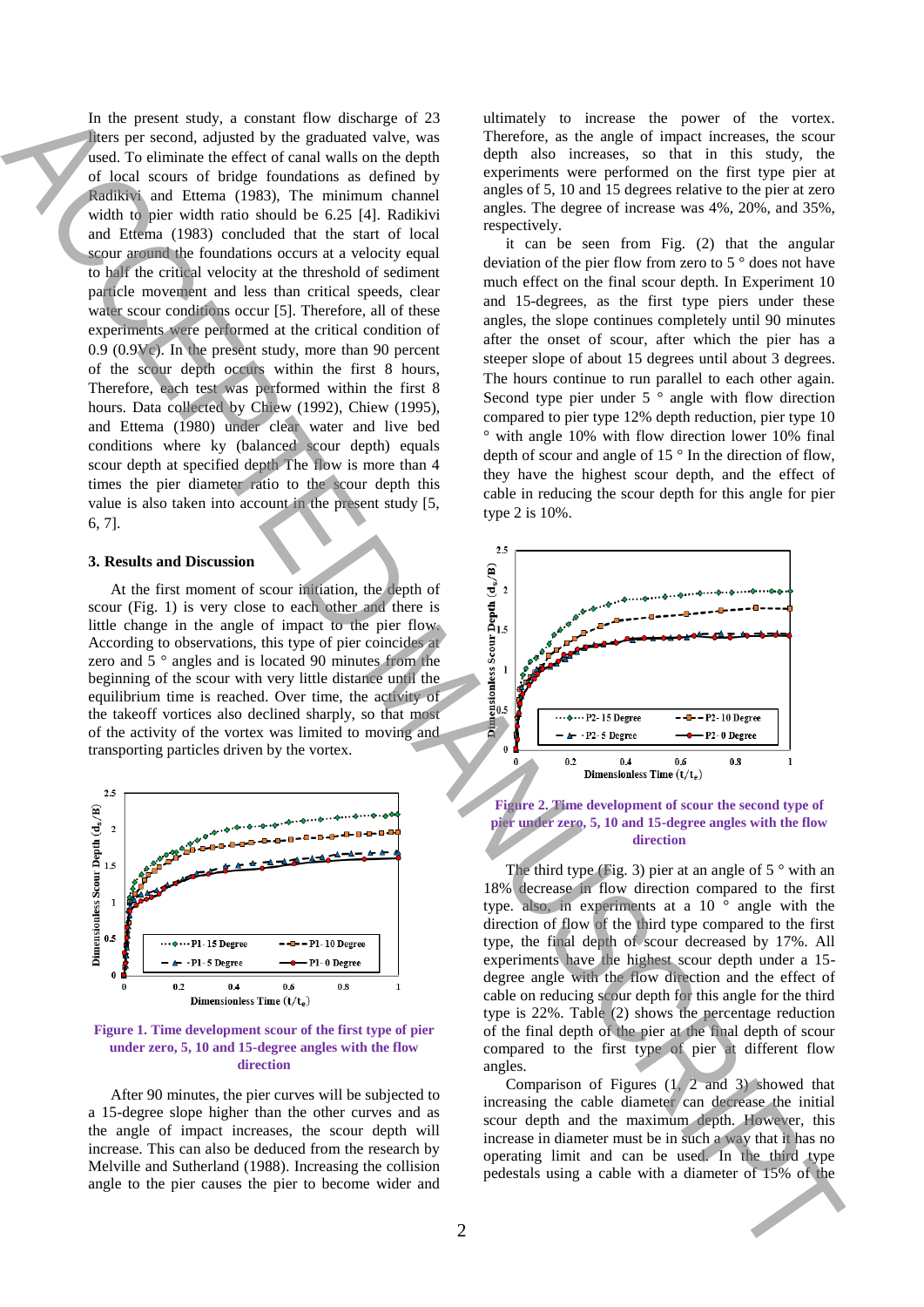In the present study, a constant flow discharge of 23 liters per second, adjusted by the graduated valve, was used. To eliminate the effect of canal walls on the depth of local scours of bridge foundations as defined by Radikivi and Ettema (1983), The minimum channel width to pier width ratio should be 6.25 [4]. Radikivi and Ettema (1983) concluded that the start of local scour around the foundations occurs at a velocity equal to half the critical velocity at the threshold of sediment particle movement and less than critical speeds, clear water scour conditions occur [5]. Therefore, all of these experiments were performed at the critical condition of 0.9 (0.9Vc). In the present study, more than 90 percent of the scour depth occurs within the first 8 hours, Therefore, each test was performed within the first 8 hours. Data collected by Chiew (1992), Chiew (1995), and Ettema (1980) under clear water and live bed conditions where ky (balanced scour depth) equals scour depth at specified depth The flow is more than 4 times the pier diameter ratio to the scour depth this value is also taken into account in the present study [5, 6, 7].

## 3. Results and Discussion

At the first moment of scour initiation, the depth of scour (Fig. 1) is very close to each other and there is little change in the angle of impact to the pier flow. According to observations, this type of pier coincides at zero and 5 ° angles and is located 90 minutes from the beginning of the scour with very little distance until the equilibrium time is reached. Over time, the activity of the takeoff vortices also declined sharply, so that most of the activity of the vortex was limited to moving and transporting particles driven by the vortex.

2.5
2
1.5
1
0.5
0
0
0.2
0.4
0.6
0.8
1
Dimensionless Scour Depth ($d_s/B$)
Dimensionless Time ($t/t_e$)
P1- 15 Degree
P1- 10 Degree
P1- 5 Degree
P1- 0 Degree

**Figure 1. Time development scour of the first type of pier under zero, 5, 10 and 15-degree angles with the flow direction**

After 90 minutes, the pier curves will be subjected to a 15-degree slope higher than the other curves and as the angle of impact increases, the scour depth will increase. This can also be deduced from the research by Melville and Sutherland (1988). Increasing the collision angle to the pier causes the pier to become wider and ultimately to increase the power of the vortex. Therefore, as the angle of impact increases, the scour depth also increases, so that in this study, the experiments were performed on the first type pier at angles of 5, 10 and 15 degrees relative to the pier at zero angles. The degree of increase was 4%, 20%, and 35%, respectively.

it can be seen from Fig. (2) that the angular deviation of the pier flow from zero to 5 ° does not have much effect on the final scour depth. In Experiment 10 and 15-degrees, as the first type piers under these angles, the slope continues completely until 90 minutes after the onset of scour, after which the pier has a steeper slope of about 15 degrees until about 3 degrees. The hours continue to run parallel to each other again. Second type pier under 5 ° angle with flow direction compared to pier type 12% depth reduction, pier type 10 ° with angle 10% with flow direction lower 10% final depth of scour and angle of 15 ° In the direction of flow, they have the highest scour depth, and the effect of cable in reducing the scour depth for this angle for pier type 2 is 10%.

2.5
2
1.5
1
0.5
0
0
0.2
0.4
0.6
0.8
1
Dimensionless Scour Depth ($d_s/B$)
Dimensionless Time ($t/t_e$)
P2- 15 Degree
P2- 10 Degree
P2- 5 Degree
P2- 0 Degree

**Figure 2. Time development of scour the second type of pier under zero, 5, 10 and 15-degree angles with the flow direction**

The third type (Fig. 3) pier at an angle of 5 ° with an 18% decrease in flow direction compared to the first type. also, in experiments at a 10 ° angle with the direction of flow of the third type compared to the first type, the final depth of scour decreased by 17%. All experiments have the highest scour depth under a 15-degree angle with the flow direction and the effect of cable on reducing scour depth for this angle for the third type is 22%. Table (2) shows the percentage reduction of the final depth of the pier at the final depth of scour compared to the first type of pier at different flow angles.

Comparison of Figures (1, 2 and 3) showed that increasing the cable diameter can decrease the initial scour depth and the maximum depth. However, this increase in diameter must be in such a way that it has no operating limit and can be used. In the third type pedestals using a cable with a diameter of 15% of the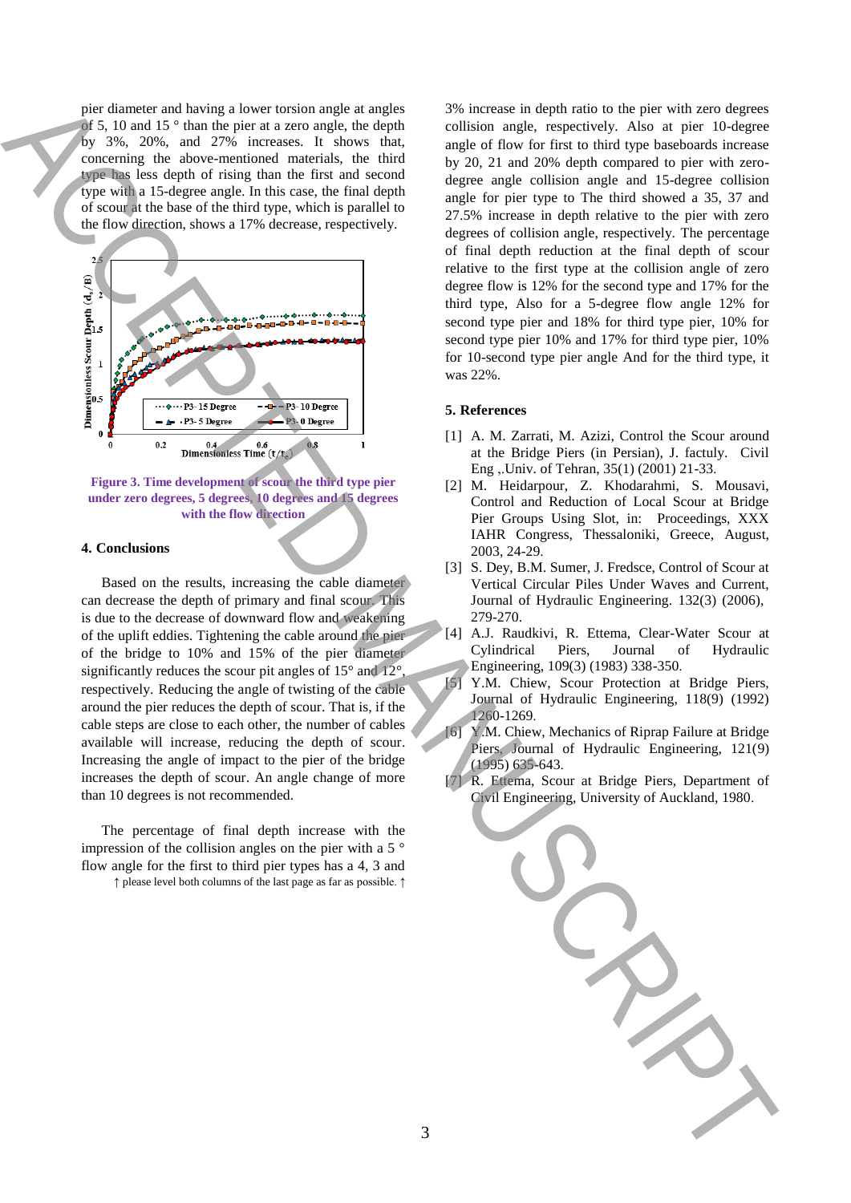pier diameter and having a lower torsion angle at angles of 5, 10 and 15 ° than the pier at a zero angle, the depth by 3%, 20%, and 27% increases. It shows that, concerning the above-mentioned materials, the third type has less depth of rising than the first and second type with a 15-degree angle. In this case, the final depth of scour at the base of the third type, which is parallel to the flow direction, shows a 17% decrease, respectively.

Dimensionless Scour Depth ($d_s/B$)
2.5
2
1.5
1
0.5
0
0
0.2
0.4
0.6
0.8
1
Dimensionless Time ($t/t_e$)
P3- 15 Degree
P3- 10 Degree
P3- 5 Degree
P3- 0 Degree

**Figure 3. Time development of scour the third type pier under zero degrees, 5 degrees, 10 degrees and 15 degrees with the flow direction**

## 4. Conclusions

Based on the results, increasing the cable diameter can decrease the depth of primary and final scour. This is due to the decrease of downward flow and weakening of the uplift eddies. Tightening the cable around the pier of the bridge to 10% and 15% of the pier diameter significantly reduces the scour pit angles of 15° and 12°, respectively. Reducing the angle of twisting of the cable around the pier reduces the depth of scour. That is, if the cable steps are close to each other, the number of cables available will increase, reducing the depth of scour. Increasing the angle of impact to the pier of the bridge increases the depth of scour. An angle change of more than 10 degrees is not recommended.

The percentage of final depth increase with the impression of the collision angles on the pier with a 5 ° flow angle for the first to third pier types has a 4, 3 and 3% increase in depth ratio to the pier with zero degrees collision angle, respectively. Also at pier 10-degree angle of flow for first to third type baseboards increase by 20, 21 and 20% depth compared to pier with zero-degree angle collision angle and 15-degree collision angle for pier type to The third showed a 35, 37 and 27.5% increase in depth relative to the pier with zero degrees of collision angle, respectively. The percentage of final depth reduction at the final depth of scour relative to the first type at the collision angle of zero degree flow is 12% for the second type and 17% for the third type, Also for a 5-degree flow angle 12% for second type pier and 18% for third type pier, 10% for second type pier 10% and 17% for third type pier, 10% for 10-second type pier angle And for the third type, it was 22%.

## 5. References

[1] A. M. Zarrati, M. Azizi, Control the Scour around at the Bridge Piers (in Persian), J. factuly. Civil Eng ,.Univ. of Tehran, 35(1) (2001) 21-33.

[2] M. Heidarpour, Z. Khodarahmi, S. Mousavi, Control and Reduction of Local Scour at Bridge Pier Groups Using Slot, in: Proceedings, XXX IAHR Congress, Thessaloniki, Greece, August, 2003, 24-29.

[3] S. Dey, B.M. Sumer, J. Fredsce, Control of Scour at Vertical Circular Piles Under Waves and Current, Journal of Hydraulic Engineering. 132(3) (2006), 279-270.

[4] A.J. Raudkivi, R. Ettema, Clear-Water Scour at Cylindrical Piers, Journal of Hydraulic Engineering, 109(3) (1983) 338-350.

[5] Y.M. Chiew, Scour Protection at Bridge Piers, Journal of Hydraulic Engineering, 118(9) (1992) 1260-1269.

[6] Y.M. Chiew, Mechanics of Riprap Failure at Bridge Piers, Journal of Hydraulic Engineering, 121(9) (1995) 635-643.

[7] R. Ettema, Scour at Bridge Piers, Department of Civil Engineering, University of Auckland, 1980.